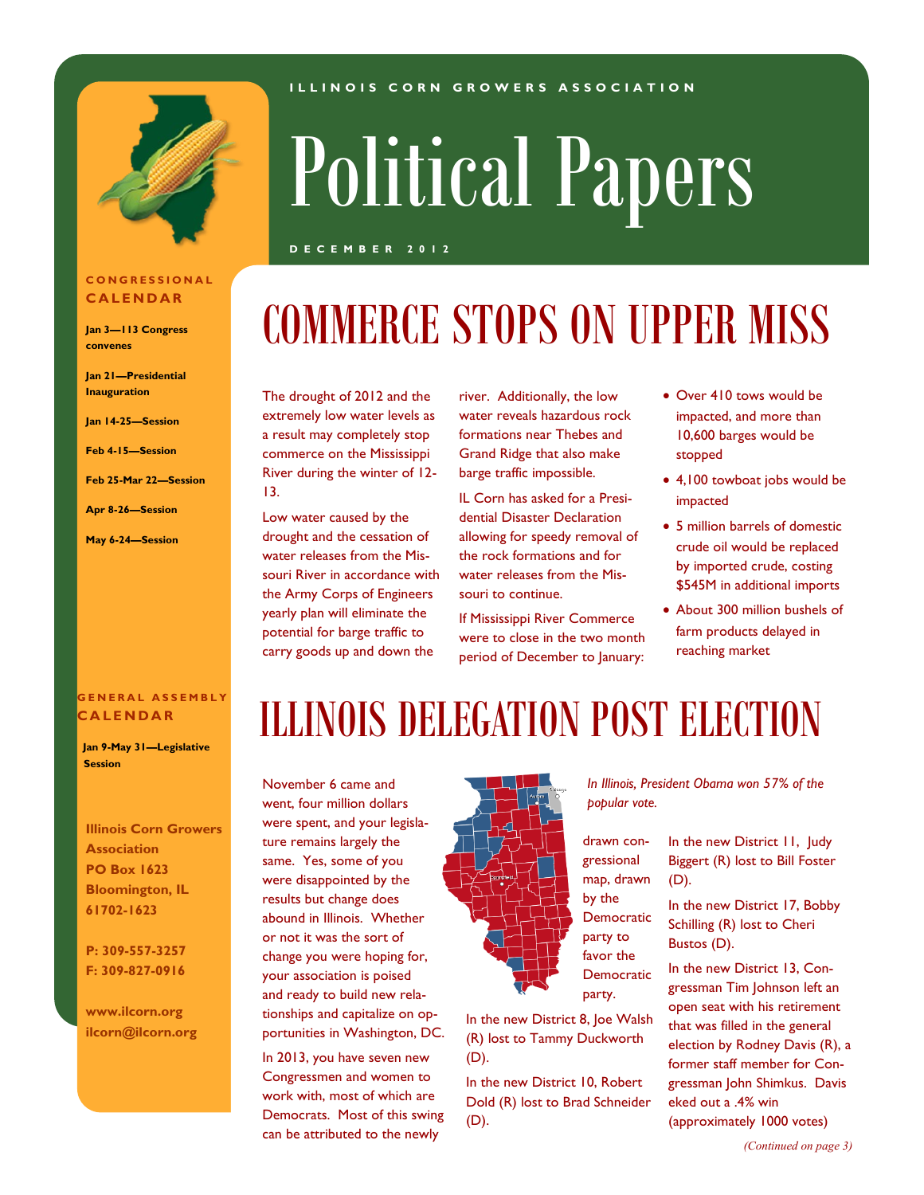ILLINOIS CORN GROWERS ASSOCIATION

# Political Papers

DECEMBER 2012

## CONGRESSIONAL CALENDAR

**Jan 3—113 Congress convenes**

**Jan 21—Presidential Inauguration**

**Jan 14-25—Session**

**Feb 4-15—Session**

**Feb 25-Mar 22—Session**

**Apr 8-26—Session**

**May 6-24—Session**

## GENERAL ASSEMBLY CALENDAR

**Jan 9-May 31—Legislative Session**

**Illinois Corn Growers Association**
**PO Box 1623**
**Bloomington, IL 61702-1623**

**P: 309-557-3257**
**F: 309-827-0916**

**www.ilcorn.org**
**ilcorn@ilcorn.org**

# COMMERCE STOPS ON UPPER MISS

The drought of 2012 and the extremely low water levels as a result may completely stop commerce on the Mississippi River during the winter of 12-13.

Low water caused by the drought and the cessation of water releases from the Missouri River in accordance with the Army Corps of Engineers yearly plan will eliminate the potential for barge traffic to carry goods up and down the river. Additionally, the low water reveals hazardous rock formations near Thebes and Grand Ridge that also make barge traffic impossible.

IL Corn has asked for a Presidential Disaster Declaration allowing for speedy removal of the rock formations and for water releases from the Missouri to continue.

If Mississippi River Commerce were to close in the two month period of December to January:

- Over 410 tows would be impacted, and more than 10,600 barges would be stopped
- 4,100 towboat jobs would be impacted
- 5 million barrels of domestic crude oil would be replaced by imported crude, costing $545M in additional imports
- About 300 million bushels of farm products delayed in reaching market

# ILLINOIS DELEGATION POST ELECTION

November 6 came and went, four million dollars were spent, and your legislature remains largely the same. Yes, some of you were disappointed by the results but change does abound in Illinois. Whether or not it was the sort of change you were hoping for, your association is poised and ready to build new relationships and capitalize on opportunities in Washington, DC.

In 2013, you have seven new Congressmen and women to work with, most of which are Democrats. Most of this swing can be attributed to the newly drawn congressional map, drawn by the Democratic party to favor the Democratic party.

*In Illinois, President Obama won 57% of the popular vote.*

In the new District 8, Joe Walsh (R) lost to Tammy Duckworth (D).

In the new District 10, Robert Dold (R) lost to Brad Schneider (D).

In the new District 11, Judy Biggert (R) lost to Bill Foster (D).

In the new District 17, Bobby Schilling (R) lost to Cheri Bustos (D).

In the new District 13, Congressman Tim Johnson left an open seat with his retirement that was filled in the general election by Rodney Davis (R), a former staff member for Congressman John Shimkus. Davis eked out a .4% win (approximately 1000 votes)

*(Continued on page 3)*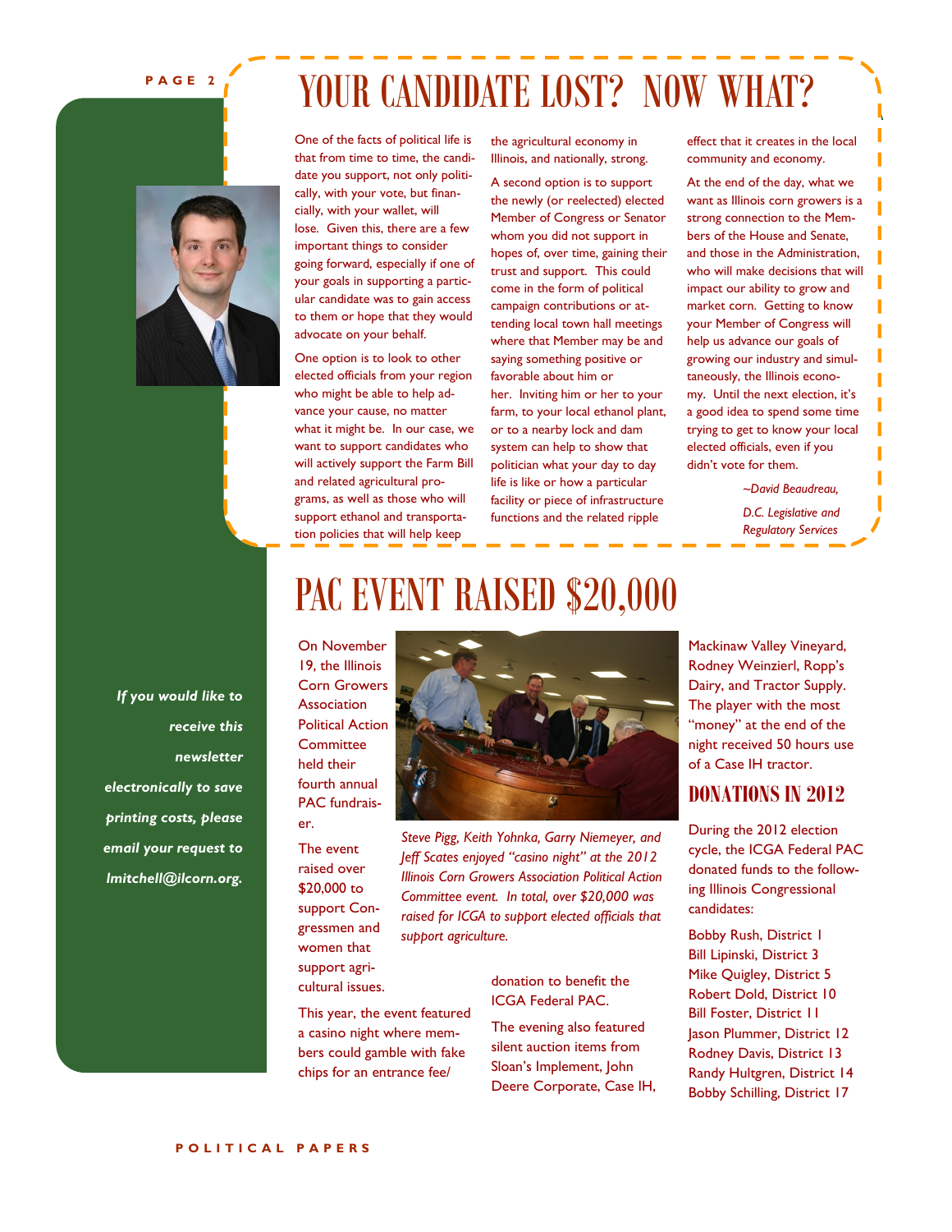# YOUR CANDIDATE LOST? NOW WHAT?

One of the facts of political life is that from time to time, the candidate you support, not only politically, with your vote, but financially, with your wallet, will lose. Given this, there are a few important things to consider going forward, especially if one of your goals in supporting a particular candidate was to gain access to them or hope that they would advocate on your behalf.

One option is to look to other elected officials from your region who might be able to help advance your cause, no matter what it might be. In our case, we want to support candidates who will actively support the Farm Bill and related agricultural programs, as well as those who will support ethanol and transportation policies that will help keep the agricultural economy in Illinois, and nationally, strong.

A second option is to support the newly (or reelected) elected Member of Congress or Senator whom you did not support in hopes of, over time, gaining their trust and support. This could come in the form of political campaign contributions or attending local town hall meetings where that Member may be and saying something positive or favorable about him or her. Inviting him or her to your farm, to your local ethanol plant, or to a nearby lock and dam system can help to show that politician what your day to day life is like or how a particular facility or piece of infrastructure functions and the related ripple effect that it creates in the local community and economy.

At the end of the day, what we want as Illinois corn growers is a strong connection to the Members of the House and Senate, and those in the Administration, who will make decisions that will impact our ability to grow and market corn. Getting to know your Member of Congress will help us advance our goals of growing our industry and simultaneously, the Illinois economy. Until the next election, it's a good idea to spend some time trying to get to know your local elected officials, even if you didn't vote for them.

*~David Beaudreau,*

*D.C. Legislative and Regulatory Services*

***If you would like to receive this newsletter electronically to save printing costs, please email your request to lmitchell@ilcorn.org.***

# PAC EVENT RAISED $20,000

On November 19, the Illinois Corn Growers Association Political Action Committee held their fourth annual PAC fundraiser.

The event raised over $20,000 to support Congressmen and women that support agricultural issues.

This year, the event featured a casino night where members could gamble with fake chips for an entrance fee/donation to benefit the ICGA Federal PAC.

The evening also featured silent auction items from Sloan's Implement, John Deere Corporate, Case IH, Mackinaw Valley Vineyard, Rodney Weinzierl, Ropp's Dairy, and Tractor Supply. The player with the most "money" at the end of the night received 50 hours use of a Case IH tractor.

*Steve Pigg, Keith Yohnka, Garry Niemeyer, and Jeff Scates enjoyed "casino night" at the 2012 Illinois Corn Growers Association Political Action Committee event. In total, over $20,000 was raised for ICGA to support elected officials that support agriculture.*

## DONATIONS IN 2012

During the 2012 election cycle, the ICGA Federal PAC donated funds to the following Illinois Congressional candidates:

Bobby Rush, District 1
Bill Lipinski, District 3
Mike Quigley, District 5
Robert Dold, District 10
Bill Foster, District 11
Jason Plummer, District 12
Rodney Davis, District 13
Randy Hultgren, District 14
Bobby Schilling, District 17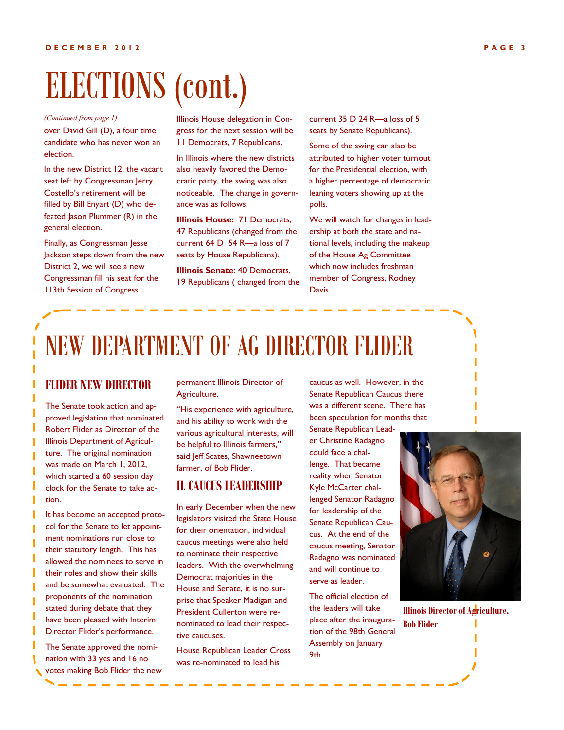# ELECTIONS (cont.)

*(Continued from page 1)*

over David Gill (D), a four time candidate who has never won an election.

In the new District 12, the vacant seat left by Congressman Jerry Costello's retirement will be filled by Bill Enyart (D) who defeated Jason Plummer (R) in the general election.

Finally, as Congressman Jesse Jackson steps down from the new District 2, we will see a new Congressman fill his seat for the 113th Session of Congress.

Illinois House delegation in Congress for the next session will be 11 Democrats, 7 Republicans.

In Illinois where the new districts also heavily favored the Democratic party, the swing was also noticeable. The change in governance was as follows:

**Illinois House:** 71 Democrats, 47 Republicans (changed from the current 64 D 54 R—a loss of 7 seats by House Republicans).

**Illinois Senate**: 40 Democrats, 19 Republicans ( changed from the current 35 D 24 R—a loss of 5 seats by Senate Republicans).

Some of the swing can also be attributed to higher voter turnout for the Presidential election, with a higher percentage of democratic leaning voters showing up at the polls.

We will watch for changes in leadership at both the state and national levels, including the makeup of the House Ag Committee which now includes freshman member of Congress, Rodney Davis.

# NEW DEPARTMENT OF AG DIRECTOR FLIDER

## FLIDER NEW DIRECTOR

The Senate took action and approved legislation that nominated Robert Flider as Director of the Illinois Department of Agriculture. The original nomination was made on March 1, 2012, which started a 60 session day clock for the Senate to take action.

It has become an accepted protocol for the Senate to let appointment nominations run close to their statutory length. This has allowed the nominees to serve in their roles and show their skills and be somewhat evaluated. The proponents of the nomination stated during debate that they have been pleased with Interim Director Flider's performance.

The Senate approved the nomination with 33 yes and 16 no votes making Bob Flider the new permanent Illinois Director of Agriculture.

"His experience with agriculture, and his ability to work with the various agricultural interests, will be helpful to Illinois farmers," said Jeff Scates, Shawneetown farmer, of Bob Flider.

## IL CAUCUS LEADERSHIP

In early December when the new legislators visited the State House for their orientation, individual caucus meetings were also held to nominate their respective leaders. With the overwhelming Democrat majorities in the House and Senate, it is no surprise that Speaker Madigan and President Cullerton were re-nominated to lead their respective caucuses.

House Republican Leader Cross was re-nominated to lead his caucus as well. However, in the Senate Republican Caucus there was a different scene. There has been speculation for months that Senate Republican Leader Christine Radagno could face a challenge. That became reality when Senator Kyle McCarter challenged Senator Radagno for leadership of the Senate Republican Caucus. At the end of the caucus meeting, Senator Radagno was nominated and will continue to serve as leader.

The official election of the leaders will take place after the inauguration of the 98th General Assembly on January 9th.

**Illinois Director of Agriculture, Bob Flider**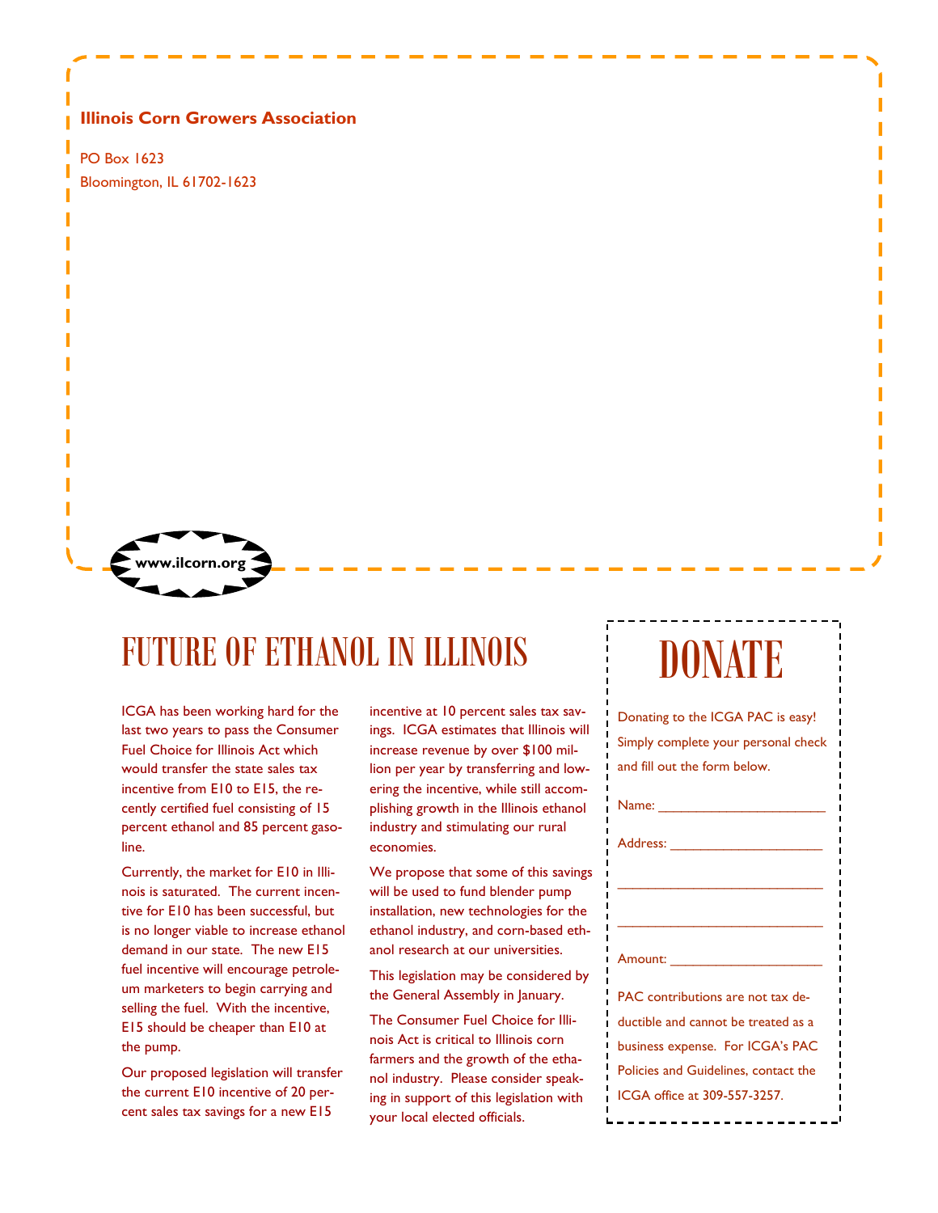**Illinois Corn Growers Association**

PO Box 1623
Bloomington, IL 61702-1623

www.ilcorn.org

# FUTURE OF ETHANOL IN ILLINOIS

ICGA has been working hard for the last two years to pass the Consumer Fuel Choice for Illinois Act which would transfer the state sales tax incentive from E10 to E15, the recently certified fuel consisting of 15 percent ethanol and 85 percent gasoline.

Currently, the market for E10 in Illinois is saturated. The current incentive for E10 has been successful, but is no longer viable to increase ethanol demand in our state. The new E15 fuel incentive will encourage petroleum marketers to begin carrying and selling the fuel. With the incentive, E15 should be cheaper than E10 at the pump.

Our proposed legislation will transfer the current E10 incentive of 20 percent sales tax savings for a new E15 incentive at 10 percent sales tax savings. ICGA estimates that Illinois will increase revenue by over $100 million per year by transferring and lowering the incentive, while still accomplishing growth in the Illinois ethanol industry and stimulating our rural economies.

We propose that some of this savings will be used to fund blender pump installation, new technologies for the ethanol industry, and corn-based ethanol research at our universities.

This legislation may be considered by the General Assembly in January.

The Consumer Fuel Choice for Illinois Act is critical to Illinois corn farmers and the growth of the ethanol industry. Please consider speaking in support of this legislation with your local elected officials.

# DONATE

Donating to the ICGA PAC is easy! Simply complete your personal check and fill out the form below.

Name: ______________________

Address: ____________________

___________________________

___________________________

Amount: ____________________

PAC contributions are not tax deductible and cannot be treated as a business expense. For ICGA's PAC Policies and Guidelines, contact the ICGA office at 309-557-3257.